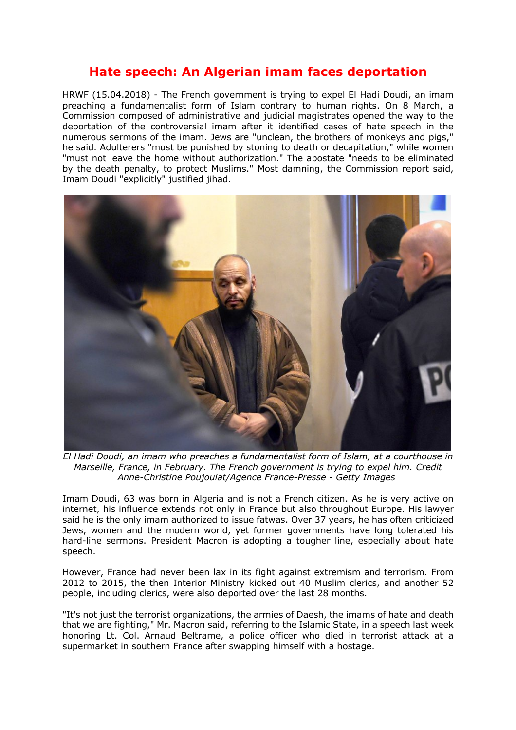# Hate speech: An Algerian imam faces deportation

HRWF (15.04.2018) - The French government is trying to expel El Hadi Doudi, an imam preaching a fundamentalist form of Islam contrary to human rights. On 8 March, a Commission composed of administrative and judicial magistrates opened the way to the deportation of the controversial imam after it identified cases of hate speech in the numerous sermons of the imam. Jews are "unclean, the brothers of monkeys and pigs," he said. Adulterers "must be punished by stoning to death or decapitation," while women "must not leave the home without authorization." The apostate "needs to be eliminated by the death penalty, to protect Muslims." Most damning, the Commission report said, Imam Doudi "explicitly" justified jihad.

*El Hadi Doudi, an imam who preaches a fundamentalist form of Islam, at a courthouse in Marseille, France, in February. The French government is trying to expel him. Credit Anne-Christine Poujoulat/Agence France-Presse - Getty Images*

Imam Doudi, 63 was born in Algeria and is not a French citizen. As he is very active on internet, his influence extends not only in France but also throughout Europe. His lawyer said he is the only imam authorized to issue fatwas. Over 37 years, he has often criticized Jews, women and the modern world, yet former governments have long tolerated his hard-line sermons. President Macron is adopting a tougher line, especially about hate speech.

However, France had never been lax in its fight against extremism and terrorism. From 2012 to 2015, the then Interior Ministry kicked out 40 Muslim clerics, and another 52 people, including clerics, were also deported over the last 28 months.

"It's not just the terrorist organizations, the armies of Daesh, the imams of hate and death that we are fighting," Mr. Macron said, referring to the Islamic State, in a speech last week honoring Lt. Col. Arnaud Beltrame, a police officer who died in terrorist attack at a supermarket in southern France after swapping himself with a hostage.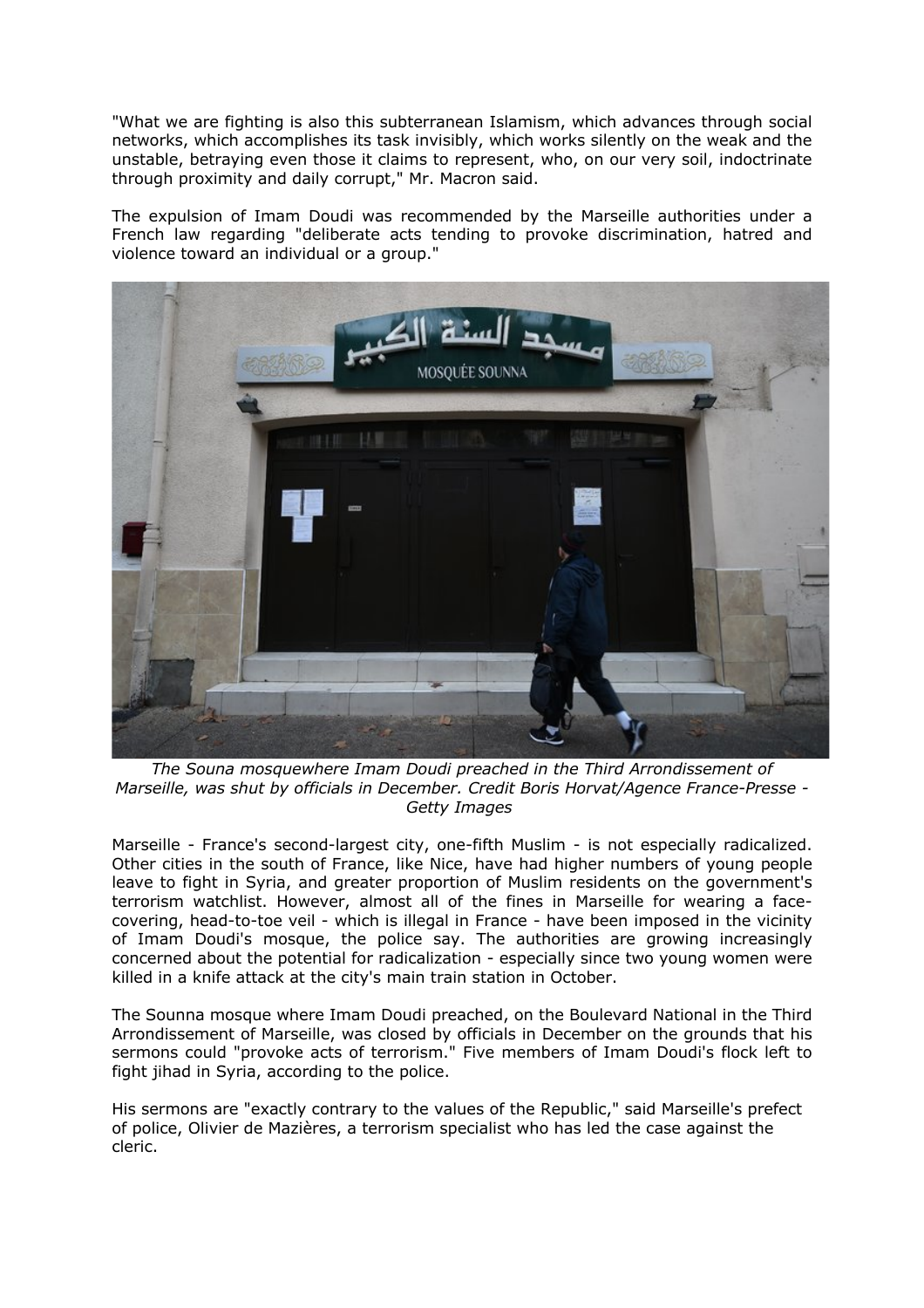"What we are fighting is also this subterranean Islamism, which advances through social networks, which accomplishes its task invisibly, which works silently on the weak and the unstable, betraying even those it claims to represent, who, on our very soil, indoctrinate through proximity and daily corrupt," Mr. Macron said.

The expulsion of Imam Doudi was recommended by the Marseille authorities under a French law regarding "deliberate acts tending to provoke discrimination, hatred and violence toward an individual or a group."

*The Souna mosquewhere Imam Doudi preached in the Third Arrondissement of Marseille, was shut by officials in December. Credit Boris Horvat/Agence France-Presse - Getty Images*

Marseille - France's second-largest city, one-fifth Muslim - is not especially radicalized. Other cities in the south of France, like Nice, have had higher numbers of young people leave to fight in Syria, and greater proportion of Muslim residents on the government's terrorism watchlist. However, almost all of the fines in Marseille for wearing a face-covering, head-to-toe veil - which is illegal in France - have been imposed in the vicinity of Imam Doudi's mosque, the police say. The authorities are growing increasingly concerned about the potential for radicalization - especially since two young women were killed in a knife attack at the city's main train station in October.

The Sounna mosque where Imam Doudi preached, on the Boulevard National in the Third Arrondissement of Marseille, was closed by officials in December on the grounds that his sermons could "provoke acts of terrorism." Five members of Imam Doudi's flock left to fight jihad in Syria, according to the police.

His sermons are "exactly contrary to the values of the Republic," said Marseille's prefect of police, Olivier de Mazières, a terrorism specialist who has led the case against the cleric.